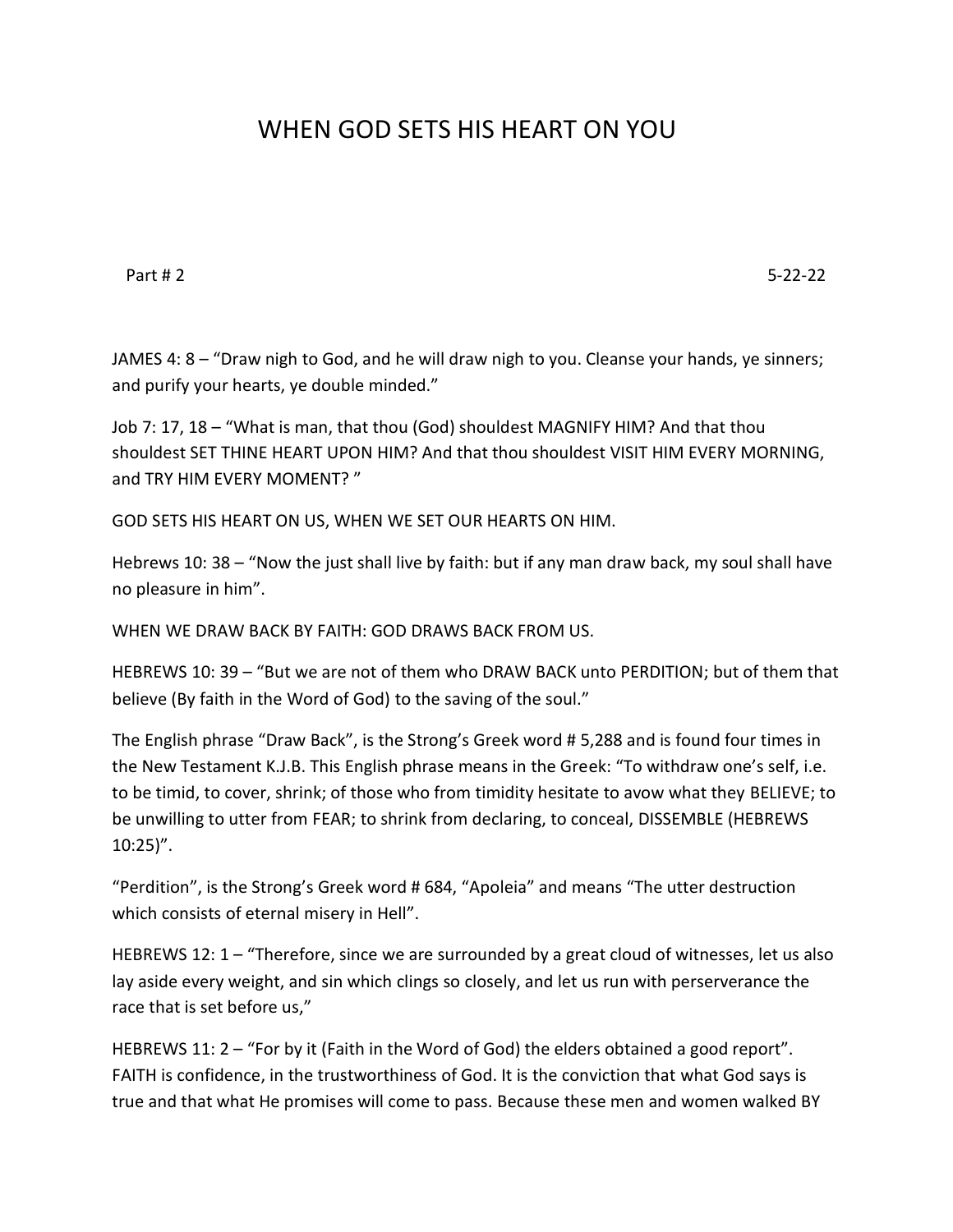# WHEN GOD SETS HIS HEART ON YOU

Part # 2 5-22-22

JAMES 4: 8 – "Draw nigh to God, and he will draw nigh to you. Cleanse your hands, ye sinners; and purify your hearts, ye double minded."

Job 7: 17, 18 – "What is man, that thou (God) shouldest MAGNIFY HIM? And that thou shouldest SET THINE HEART UPON HIM? And that thou shouldest VISIT HIM EVERY MORNING, and TRY HIM EVERY MOMENT? "

GOD SETS HIS HEART ON US, WHEN WE SET OUR HEARTS ON HIM.

Hebrews 10: 38 – "Now the just shall live by faith: but if any man draw back, my soul shall have no pleasure in him".

WHEN WE DRAW BACK BY FAITH: GOD DRAWS BACK FROM US.

HEBREWS 10: 39 – "But we are not of them who DRAW BACK unto PERDITION; but of them that believe (By faith in the Word of God) to the saving of the soul."

The English phrase "Draw Back", is the Strong's Greek word # 5,288 and is found four times in the New Testament K.J.B. This English phrase means in the Greek: "To withdraw one's self, i.e. to be timid, to cover, shrink; of those who from timidity hesitate to avow what they BELIEVE; to be unwilling to utter from FEAR; to shrink from declaring, to conceal, DISSEMBLE (HEBREWS 10:25)".

"Perdition", is the Strong's Greek word # 684, "Apoleia" and means "The utter destruction which consists of eternal misery in Hell".

HEBREWS 12: 1 – "Therefore, since we are surrounded by a great cloud of witnesses, let us also lay aside every weight, and sin which clings so closely, and let us run with perserverance the race that is set before us,"

HEBREWS 11: 2 – "For by it (Faith in the Word of God) the elders obtained a good report". FAITH is confidence, in the trustworthiness of God. It is the conviction that what God says is true and that what He promises will come to pass. Because these men and women walked BY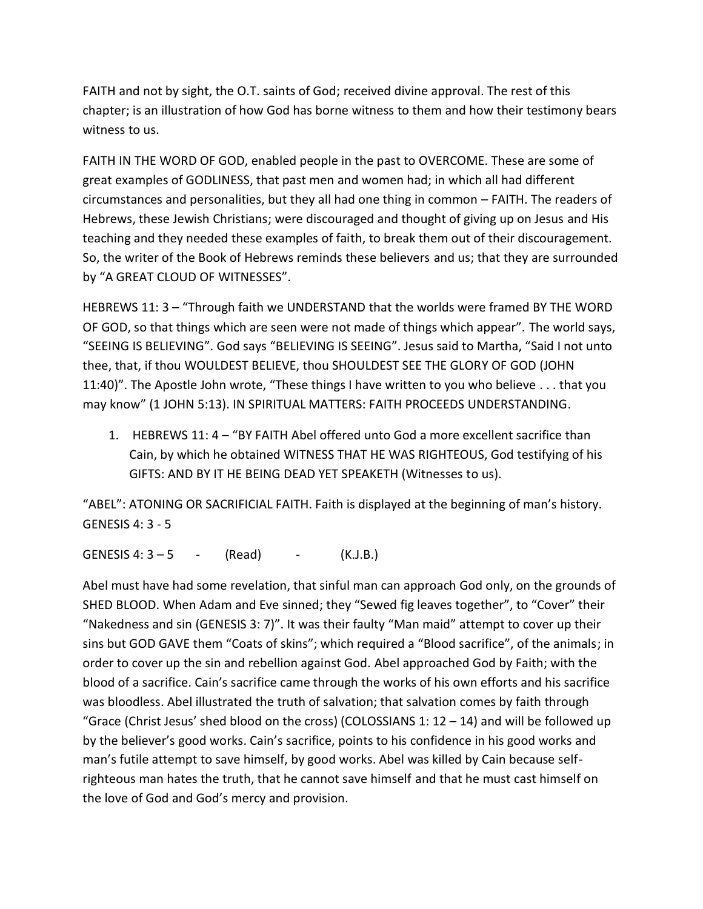FAITH and not by sight, the O.T. saints of God; received divine approval. The rest of this chapter; is an illustration of how God has borne witness to them and how their testimony bears witness to us.

FAITH IN THE WORD OF GOD, enabled people in the past to OVERCOME. These are some of great examples of GODLINESS, that past men and women had; in which all had different circumstances and personalities, but they all had one thing in common – FAITH. The readers of Hebrews, these Jewish Christians; were discouraged and thought of giving up on Jesus and His teaching and they needed these examples of faith, to break them out of their discouragement. So, the writer of the Book of Hebrews reminds these believers and us; that they are surrounded by "A GREAT CLOUD OF WITNESSES".

HEBREWS 11: 3 – "Through faith we UNDERSTAND that the worlds were framed BY THE WORD OF GOD, so that things which are seen were not made of things which appear". The world says, "SEEING IS BELIEVING". God says "BELIEVING IS SEEING". Jesus said to Martha, "Said I not unto thee, that, if thou WOULDEST BELIEVE, thou SHOULDEST SEE THE GLORY OF GOD (JOHN 11:40)". The Apostle John wrote, "These things I have written to you who believe . . . that you may know" (1 JOHN 5:13). IN SPIRITUAL MATTERS: FAITH PROCEEDS UNDERSTANDING.

1. HEBREWS 11: 4 – "BY FAITH Abel offered unto God a more excellent sacrifice than Cain, by which he obtained WITNESS THAT HE WAS RIGHTEOUS, God testifying of his GIFTS: AND BY IT HE BEING DEAD YET SPEAKETH (Witnesses to us).

"ABEL": ATONING OR SACRIFICIAL FAITH. Faith is displayed at the beginning of man's history. GENESIS 4: 3 - 5

GENESIS 4: 3 – 5 - (Read) - (K.J.B.)

Abel must have had some revelation, that sinful man can approach God only, on the grounds of SHED BLOOD. When Adam and Eve sinned; they "Sewed fig leaves together", to "Cover" their "Nakedness and sin (GENESIS 3: 7)". It was their faulty "Man maid" attempt to cover up their sins but GOD GAVE them "Coats of skins"; which required a "Blood sacrifice", of the animals; in order to cover up the sin and rebellion against God. Abel approached God by Faith; with the blood of a sacrifice. Cain's sacrifice came through the works of his own efforts and his sacrifice was bloodless. Abel illustrated the truth of salvation; that salvation comes by faith through "Grace (Christ Jesus' shed blood on the cross) (COLOSSIANS 1: 12 – 14) and will be followed up by the believer's good works. Cain's sacrifice, points to his confidence in his good works and man's futile attempt to save himself, by good works. Abel was killed by Cain because self-righteous man hates the truth, that he cannot save himself and that he must cast himself on the love of God and God's mercy and provision.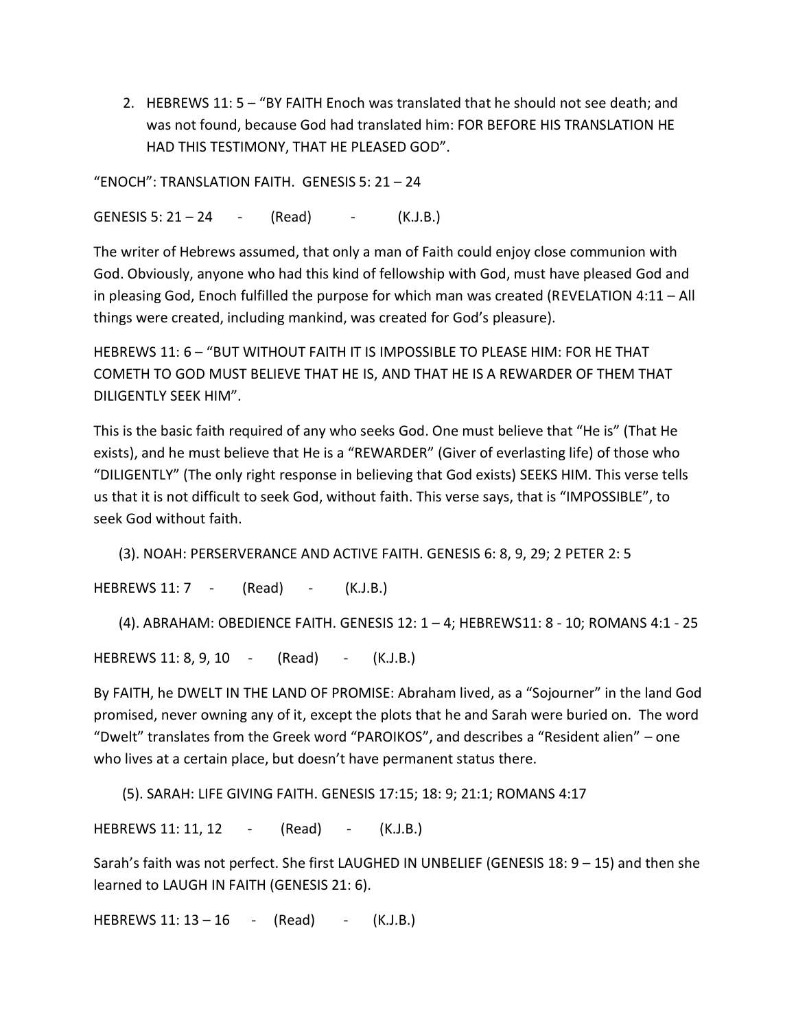2. HEBREWS 11: 5 – "BY FAITH Enoch was translated that he should not see death; and was not found, because God had translated him: FOR BEFORE HIS TRANSLATION HE HAD THIS TESTIMONY, THAT HE PLEASED GOD".

"ENOCH": TRANSLATION FAITH. GENESIS 5: 21 – 24

GENESIS 5: 21 – 24 - (Read) - (K.J.B.)

The writer of Hebrews assumed, that only a man of Faith could enjoy close communion with God. Obviously, anyone who had this kind of fellowship with God, must have pleased God and in pleasing God, Enoch fulfilled the purpose for which man was created (REVELATION 4:11 – All things were created, including mankind, was created for God's pleasure).

HEBREWS 11: 6 – "BUT WITHOUT FAITH IT IS IMPOSSIBLE TO PLEASE HIM: FOR HE THAT COMETH TO GOD MUST BELIEVE THAT HE IS, AND THAT HE IS A REWARDER OF THEM THAT DILIGENTLY SEEK HIM".

This is the basic faith required of any who seeks God. One must believe that "He is" (That He exists), and he must believe that He is a "REWARDER" (Giver of everlasting life) of those who "DILIGENTLY" (The only right response in believing that God exists) SEEKS HIM. This verse tells us that it is not difficult to seek God, without faith. This verse says, that is "IMPOSSIBLE", to seek God without faith.

(3). NOAH: PERSERVERANCE AND ACTIVE FAITH. GENESIS 6: 8, 9, 29; 2 PETER 2: 5

HEBREWS 11: 7 - (Read) - (K.J.B.)

(4). ABRAHAM: OBEDIENCE FAITH. GENESIS 12: 1 – 4; HEBREWS11: 8 - 10; ROMANS 4:1 - 25

HEBREWS 11: 8, 9, 10 - (Read) - (K.J.B.)

By FAITH, he DWELT IN THE LAND OF PROMISE: Abraham lived, as a "Sojourner" in the land God promised, never owning any of it, except the plots that he and Sarah were buried on. The word "Dwelt" translates from the Greek word "PAROIKOS", and describes a "Resident alien" – one who lives at a certain place, but doesn't have permanent status there.

(5). SARAH: LIFE GIVING FAITH. GENESIS 17:15; 18: 9; 21:1; ROMANS 4:17

HEBREWS 11: 11, 12 - (Read) - (K.J.B.)

Sarah's faith was not perfect. She first LAUGHED IN UNBELIEF (GENESIS 18: 9 – 15) and then she learned to LAUGH IN FAITH (GENESIS 21: 6).

HEBREWS 11: 13 – 16 - (Read) - (K.J.B.)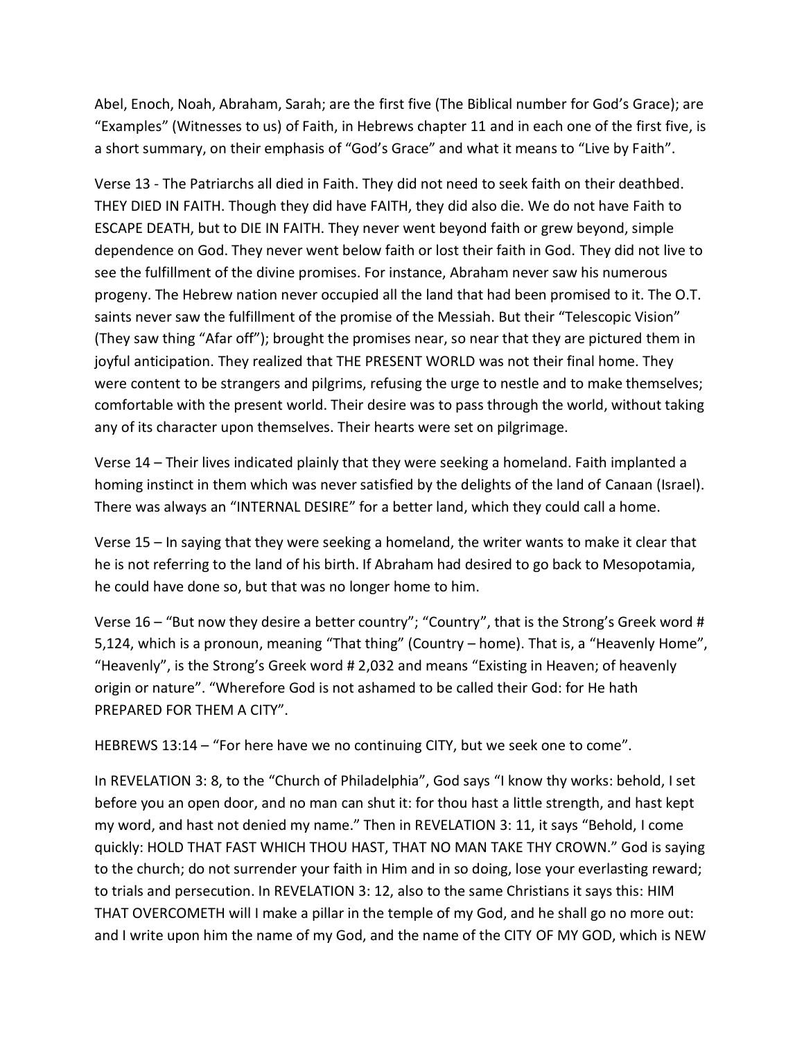Abel, Enoch, Noah, Abraham, Sarah; are the first five (The Biblical number for God's Grace); are "Examples" (Witnesses to us) of Faith, in Hebrews chapter 11 and in each one of the first five, is a short summary, on their emphasis of "God's Grace" and what it means to "Live by Faith".

Verse 13 - The Patriarchs all died in Faith. They did not need to seek faith on their deathbed. THEY DIED IN FAITH. Though they did have FAITH, they did also die. We do not have Faith to ESCAPE DEATH, but to DIE IN FAITH. They never went beyond faith or grew beyond, simple dependence on God. They never went below faith or lost their faith in God. They did not live to see the fulfillment of the divine promises. For instance, Abraham never saw his numerous progeny. The Hebrew nation never occupied all the land that had been promised to it. The O.T. saints never saw the fulfillment of the promise of the Messiah. But their "Telescopic Vision" (They saw thing "Afar off"); brought the promises near, so near that they are pictured them in joyful anticipation. They realized that THE PRESENT WORLD was not their final home. They were content to be strangers and pilgrims, refusing the urge to nestle and to make themselves; comfortable with the present world. Their desire was to pass through the world, without taking any of its character upon themselves. Their hearts were set on pilgrimage.

Verse 14 – Their lives indicated plainly that they were seeking a homeland. Faith implanted a homing instinct in them which was never satisfied by the delights of the land of Canaan (Israel). There was always an "INTERNAL DESIRE" for a better land, which they could call a home.

Verse 15 – In saying that they were seeking a homeland, the writer wants to make it clear that he is not referring to the land of his birth. If Abraham had desired to go back to Mesopotamia, he could have done so, but that was no longer home to him.

Verse 16 – "But now they desire a better country"; "Country", that is the Strong's Greek word # 5,124, which is a pronoun, meaning "That thing" (Country – home). That is, a "Heavenly Home", "Heavenly", is the Strong's Greek word # 2,032 and means "Existing in Heaven; of heavenly origin or nature". "Wherefore God is not ashamed to be called their God: for He hath PREPARED FOR THEM A CITY".

HEBREWS 13:14 – "For here have we no continuing CITY, but we seek one to come".

In REVELATION 3: 8, to the "Church of Philadelphia", God says "I know thy works: behold, I set before you an open door, and no man can shut it: for thou hast a little strength, and hast kept my word, and hast not denied my name." Then in REVELATION 3: 11, it says "Behold, I come quickly: HOLD THAT FAST WHICH THOU HAST, THAT NO MAN TAKE THY CROWN." God is saying to the church; do not surrender your faith in Him and in so doing, lose your everlasting reward; to trials and persecution. In REVELATION 3: 12, also to the same Christians it says this: HIM THAT OVERCOMETH will I make a pillar in the temple of my God, and he shall go no more out: and I write upon him the name of my God, and the name of the CITY OF MY GOD, which is NEW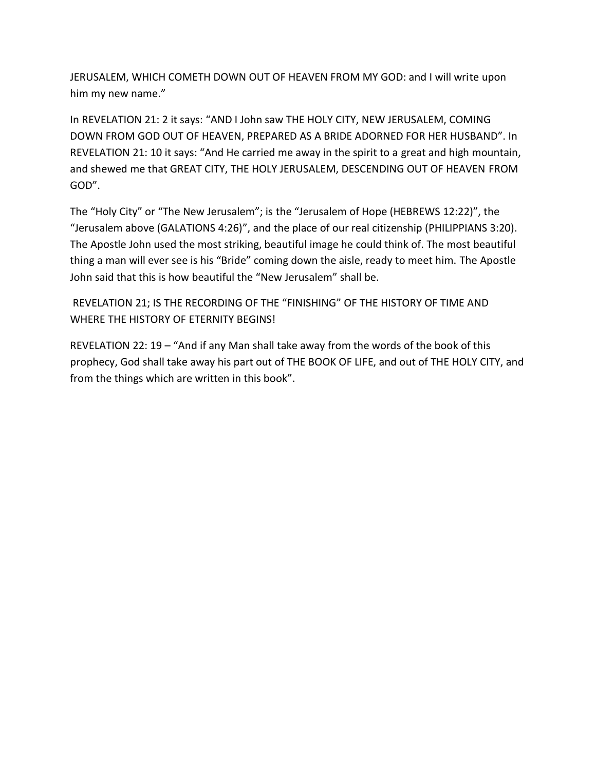JERUSALEM, WHICH COMETH DOWN OUT OF HEAVEN FROM MY GOD: and I will write upon him my new name."

In REVELATION 21: 2 it says: "AND I John saw THE HOLY CITY, NEW JERUSALEM, COMING DOWN FROM GOD OUT OF HEAVEN, PREPARED AS A BRIDE ADORNED FOR HER HUSBAND". In REVELATION 21: 10 it says: "And He carried me away in the spirit to a great and high mountain, and shewed me that GREAT CITY, THE HOLY JERUSALEM, DESCENDING OUT OF HEAVEN FROM GOD".

The "Holy City" or "The New Jerusalem"; is the "Jerusalem of Hope (HEBREWS 12:22)", the "Jerusalem above (GALATIONS 4:26)", and the place of our real citizenship (PHILIPPIANS 3:20). The Apostle John used the most striking, beautiful image he could think of. The most beautiful thing a man will ever see is his "Bride" coming down the aisle, ready to meet him. The Apostle John said that this is how beautiful the "New Jerusalem" shall be.

REVELATION 21; IS THE RECORDING OF THE "FINISHING" OF THE HISTORY OF TIME AND WHERE THE HISTORY OF ETERNITY BEGINS!

REVELATION 22: 19 – "And if any Man shall take away from the words of the book of this prophecy, God shall take away his part out of THE BOOK OF LIFE, and out of THE HOLY CITY, and from the things which are written in this book".